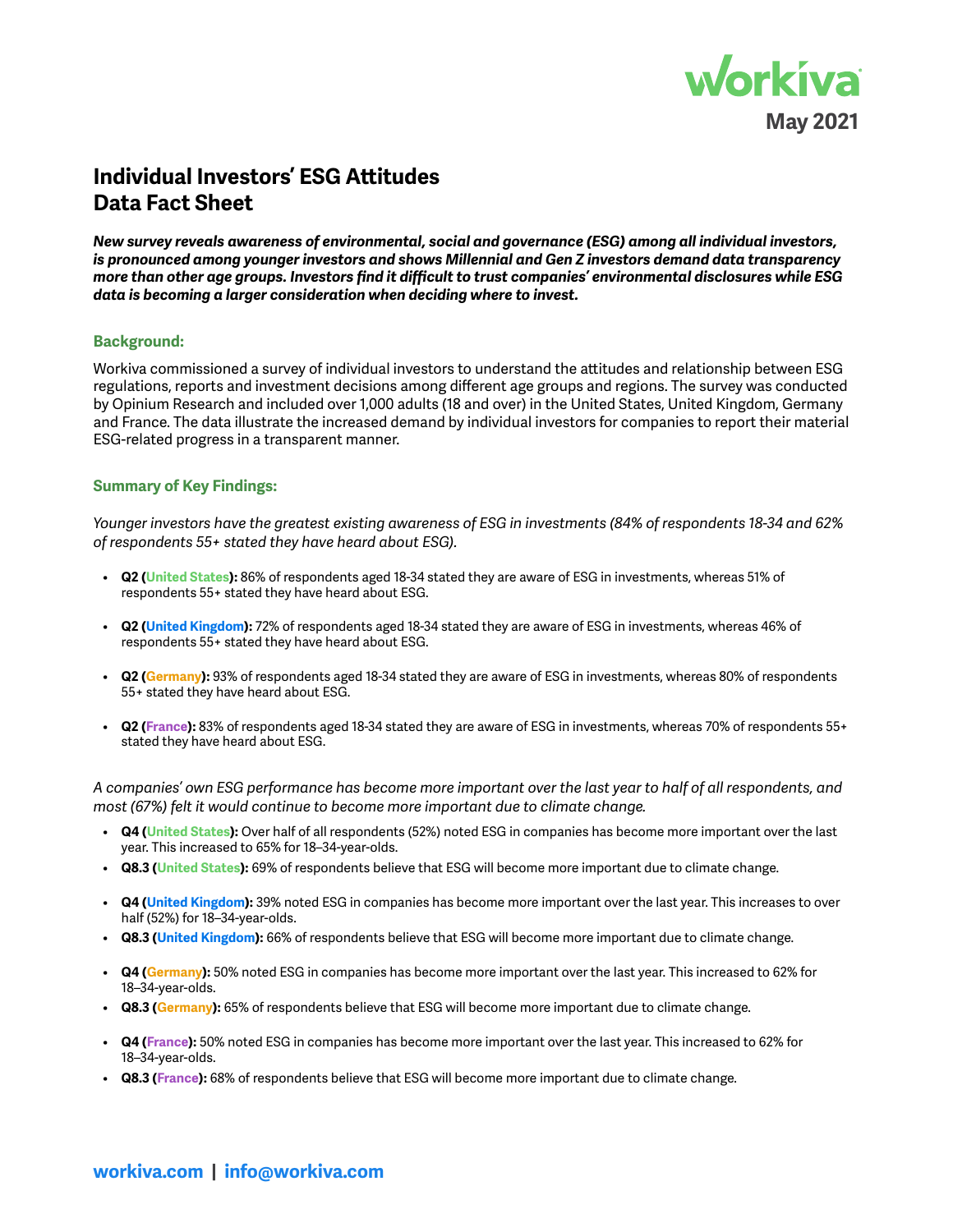May 2021

# Individual Investors' ESG Attitudes Data Fact Sheet

***New survey reveals awareness of environmental, social and governance (ESG) among all individual investors, is pronounced among younger investors and shows Millennial and Gen Z investors demand data transparency more than other age groups. Investors find it difficult to trust companies' environmental disclosures while ESG data is becoming a larger consideration when deciding where to invest.***

## Background:

Workiva commissioned a survey of individual investors to understand the attitudes and relationship between ESG regulations, reports and investment decisions among different age groups and regions. The survey was conducted by Opinium Research and included over 1,000 adults (18 and over) in the United States, United Kingdom, Germany and France. The data illustrate the increased demand by individual investors for companies to report their material ESG-related progress in a transparent manner.

## Summary of Key Findings:

*Younger investors have the greatest existing awareness of ESG in investments (84% of respondents 18-34 and 62% of respondents 55+ stated they have heard about ESG).*

- **Q2 (United States):** 86% of respondents aged 18-34 stated they are aware of ESG in investments, whereas 51% of respondents 55+ stated they have heard about ESG.
- **Q2 (United Kingdom):** 72% of respondents aged 18-34 stated they are aware of ESG in investments, whereas 46% of respondents 55+ stated they have heard about ESG.
- **Q2 (Germany):** 93% of respondents aged 18-34 stated they are aware of ESG in investments, whereas 80% of respondents 55+ stated they have heard about ESG.
- **Q2 (France):** 83% of respondents aged 18-34 stated they are aware of ESG in investments, whereas 70% of respondents 55+ stated they have heard about ESG.

*A companies' own ESG performance has become more important over the last year to half of all respondents, and most (67%) felt it would continue to become more important due to climate change.*

- **Q4 (United States):** Over half of all respondents (52%) noted ESG in companies has become more important over the last year. This increased to 65% for 18–34-year-olds.
- **Q8.3 (United States):** 69% of respondents believe that ESG will become more important due to climate change.

- **Q4 (United Kingdom):** 39% noted ESG in companies has become more important over the last year. This increases to over half (52%) for 18–34-year-olds.
- **Q8.3 (United Kingdom):** 66% of respondents believe that ESG will become more important due to climate change.

- **Q4 (Germany):** 50% noted ESG in companies has become more important over the last year. This increased to 62% for 18–34-year-olds.
- **Q8.3 (Germany):** 65% of respondents believe that ESG will become more important due to climate change.

- **Q4 (France):** 50% noted ESG in companies has become more important over the last year. This increased to 62% for 18–34-year-olds.
- **Q8.3 (France):** 68% of respondents believe that ESG will become more important due to climate change.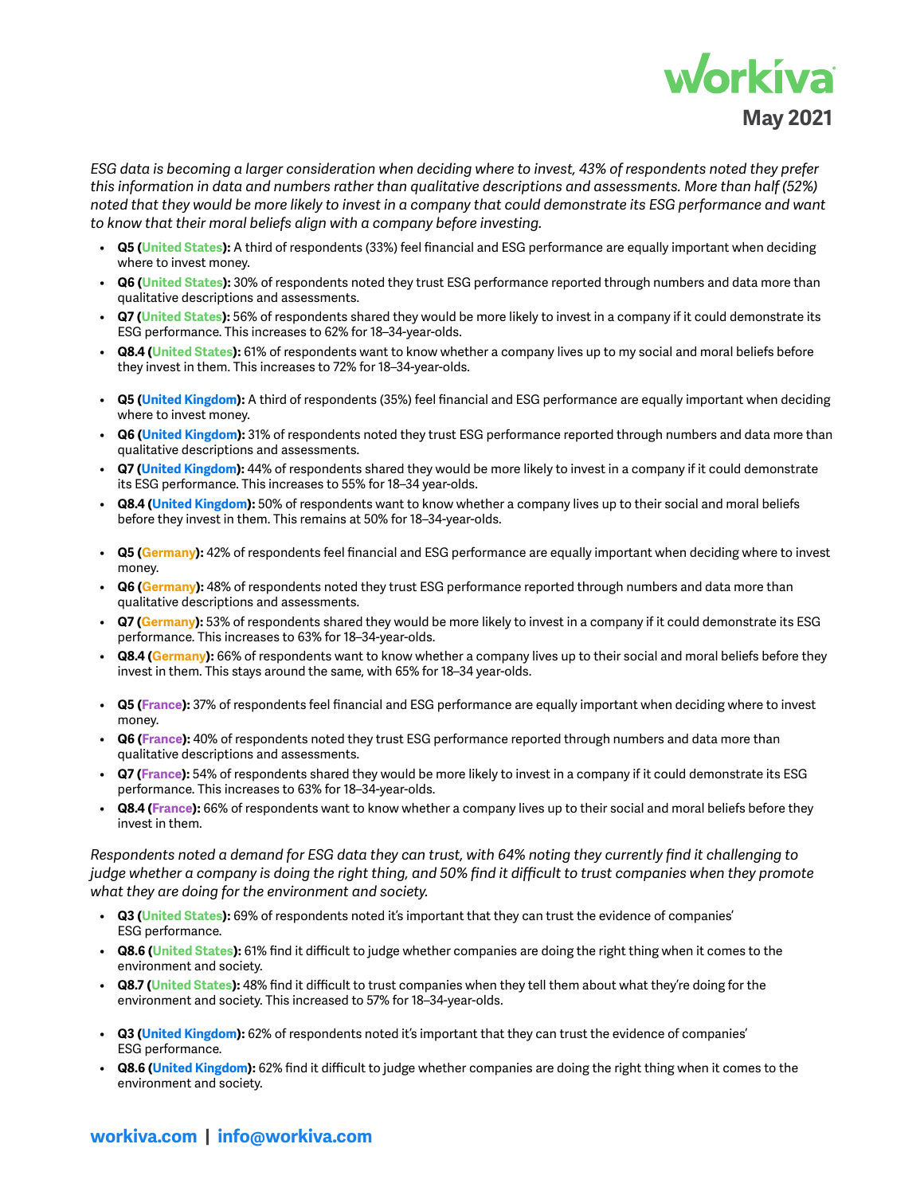*ESG data is becoming a larger consideration when deciding where to invest, 43% of respondents noted they prefer this information in data and numbers rather than qualitative descriptions and assessments. More than half (52%) noted that they would be more likely to invest in a company that could demonstrate its ESG performance and want to know that their moral beliefs align with a company before investing.*

- **Q5 (United States):** A third of respondents (33%) feel financial and ESG performance are equally important when deciding where to invest money.
- **Q6 (United States):** 30% of respondents noted they trust ESG performance reported through numbers and data more than qualitative descriptions and assessments.
- **Q7 (United States):** 56% of respondents shared they would be more likely to invest in a company if it could demonstrate its ESG performance. This increases to 62% for 18–34-year-olds.
- **Q8.4 (United States):** 61% of respondents want to know whether a company lives up to my social and moral beliefs before they invest in them. This increases to 72% for 18–34-year-olds.

- **Q5 (United Kingdom):** A third of respondents (35%) feel financial and ESG performance are equally important when deciding where to invest money.
- **Q6 (United Kingdom):** 31% of respondents noted they trust ESG performance reported through numbers and data more than qualitative descriptions and assessments.
- **Q7 (United Kingdom):** 44% of respondents shared they would be more likely to invest in a company if it could demonstrate its ESG performance. This increases to 55% for 18–34 year-olds.
- **Q8.4 (United Kingdom):** 50% of respondents want to know whether a company lives up to their social and moral beliefs before they invest in them. This remains at 50% for 18–34-year-olds.

- **Q5 (Germany):** 42% of respondents feel financial and ESG performance are equally important when deciding where to invest money.
- **Q6 (Germany):** 48% of respondents noted they trust ESG performance reported through numbers and data more than qualitative descriptions and assessments.
- **Q7 (Germany):** 53% of respondents shared they would be more likely to invest in a company if it could demonstrate its ESG performance. This increases to 63% for 18–34-year-olds.
- **Q8.4 (Germany):** 66% of respondents want to know whether a company lives up to their social and moral beliefs before they invest in them. This stays around the same, with 65% for 18–34 year-olds.

- **Q5 (France):** 37% of respondents feel financial and ESG performance are equally important when deciding where to invest money.
- **Q6 (France):** 40% of respondents noted they trust ESG performance reported through numbers and data more than qualitative descriptions and assessments.
- **Q7 (France):** 54% of respondents shared they would be more likely to invest in a company if it could demonstrate its ESG performance. This increases to 63% for 18–34-year-olds.
- **Q8.4 (France):** 66% of respondents want to know whether a company lives up to their social and moral beliefs before they invest in them.

*Respondents noted a demand for ESG data they can trust, with 64% noting they currently find it challenging to judge whether a company is doing the right thing, and 50% find it difficult to trust companies when they promote what they are doing for the environment and society.*

- **Q3 (United States):** 69% of respondents noted it's important that they can trust the evidence of companies' ESG performance.
- **Q8.6 (United States):** 61% find it difficult to judge whether companies are doing the right thing when it comes to the environment and society.
- **Q8.7 (United States):** 48% find it difficult to trust companies when they tell them about what they're doing for the environment and society. This increased to 57% for 18–34-year-olds.

- **Q3 (United Kingdom):** 62% of respondents noted it's important that they can trust the evidence of companies' ESG performance.
- **Q8.6 (United Kingdom):** 62% find it difficult to judge whether companies are doing the right thing when it comes to the environment and society.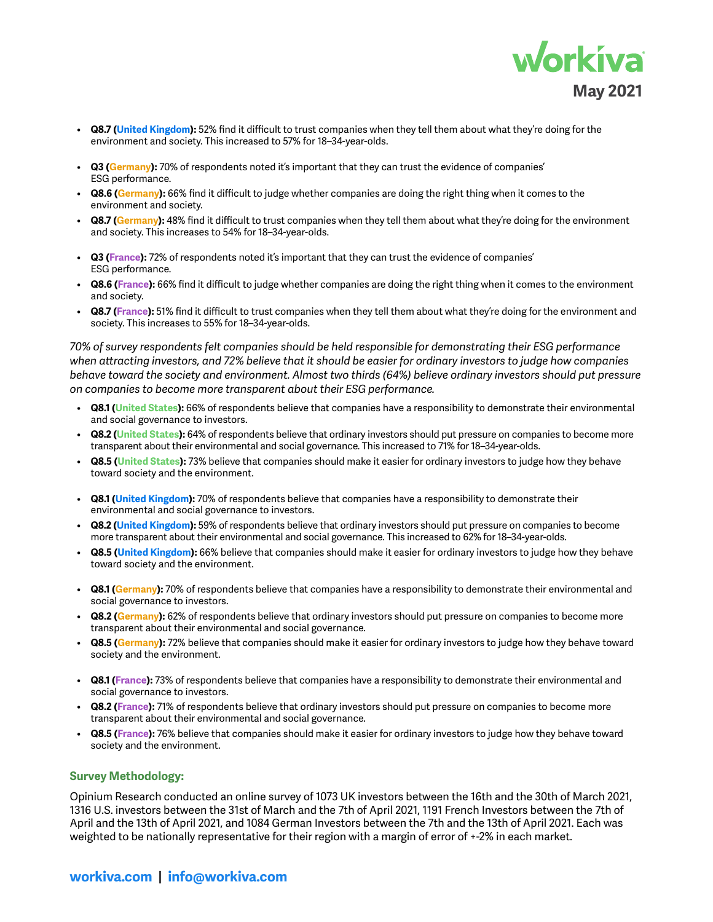- **Q8.7 (United Kingdom):** 52% find it difficult to trust companies when they tell them about what they're doing for the environment and society. This increased to 57% for 18–34-year-olds.

- **Q3 (Germany):** 70% of respondents noted it's important that they can trust the evidence of companies' ESG performance.
- **Q8.6 (Germany):** 66% find it difficult to judge whether companies are doing the right thing when it comes to the environment and society.
- **Q8.7 (Germany):** 48% find it difficult to trust companies when they tell them about what they're doing for the environment and society. This increases to 54% for 18–34-year-olds.

- **Q3 (France):** 72% of respondents noted it's important that they can trust the evidence of companies' ESG performance.
- **Q8.6 (France):** 66% find it difficult to judge whether companies are doing the right thing when it comes to the environment and society.
- **Q8.7 (France):** 51% find it difficult to trust companies when they tell them about what they're doing for the environment and society. This increases to 55% for 18–34-year-olds.

*70% of survey respondents felt companies should be held responsible for demonstrating their ESG performance when attracting investors, and 72% believe that it should be easier for ordinary investors to judge how companies behave toward the society and environment. Almost two thirds (64%) believe ordinary investors should put pressure on companies to become more transparent about their ESG performance.*

- **Q8.1 (United States):** 66% of respondents believe that companies have a responsibility to demonstrate their environmental and social governance to investors.
- **Q8.2 (United States):** 64% of respondents believe that ordinary investors should put pressure on companies to become more transparent about their environmental and social governance. This increased to 71% for 18–34-year-olds.
- **Q8.5 (United States):** 73% believe that companies should make it easier for ordinary investors to judge how they behave toward society and the environment.

- **Q8.1 (United Kingdom):** 70% of respondents believe that companies have a responsibility to demonstrate their environmental and social governance to investors.
- **Q8.2 (United Kingdom):** 59% of respondents believe that ordinary investors should put pressure on companies to become more transparent about their environmental and social governance. This increased to 62% for 18–34-year-olds.
- **Q8.5 (United Kingdom):** 66% believe that companies should make it easier for ordinary investors to judge how they behave toward society and the environment.

- **Q8.1 (Germany):** 70% of respondents believe that companies have a responsibility to demonstrate their environmental and social governance to investors.
- **Q8.2 (Germany):** 62% of respondents believe that ordinary investors should put pressure on companies to become more transparent about their environmental and social governance.
- **Q8.5 (Germany):** 72% believe that companies should make it easier for ordinary investors to judge how they behave toward society and the environment.

- **Q8.1 (France):** 73% of respondents believe that companies have a responsibility to demonstrate their environmental and social governance to investors.
- **Q8.2 (France):** 71% of respondents believe that ordinary investors should put pressure on companies to become more transparent about their environmental and social governance.
- **Q8.5 (France):** 76% believe that companies should make it easier for ordinary investors to judge how they behave toward society and the environment.

### Survey Methodology:

Opinium Research conducted an online survey of 1073 UK investors between the 16th and the 30th of March 2021, 1316 U.S. investors between the 31st of March and the 7th of April 2021, 1191 French Investors between the 7th of April and the 13th of April 2021, and 1084 German Investors between the 7th and the 13th of April 2021. Each was weighted to be nationally representative for their region with a margin of error of +-2% in each market.

**workiva.com | info@workiva.com**